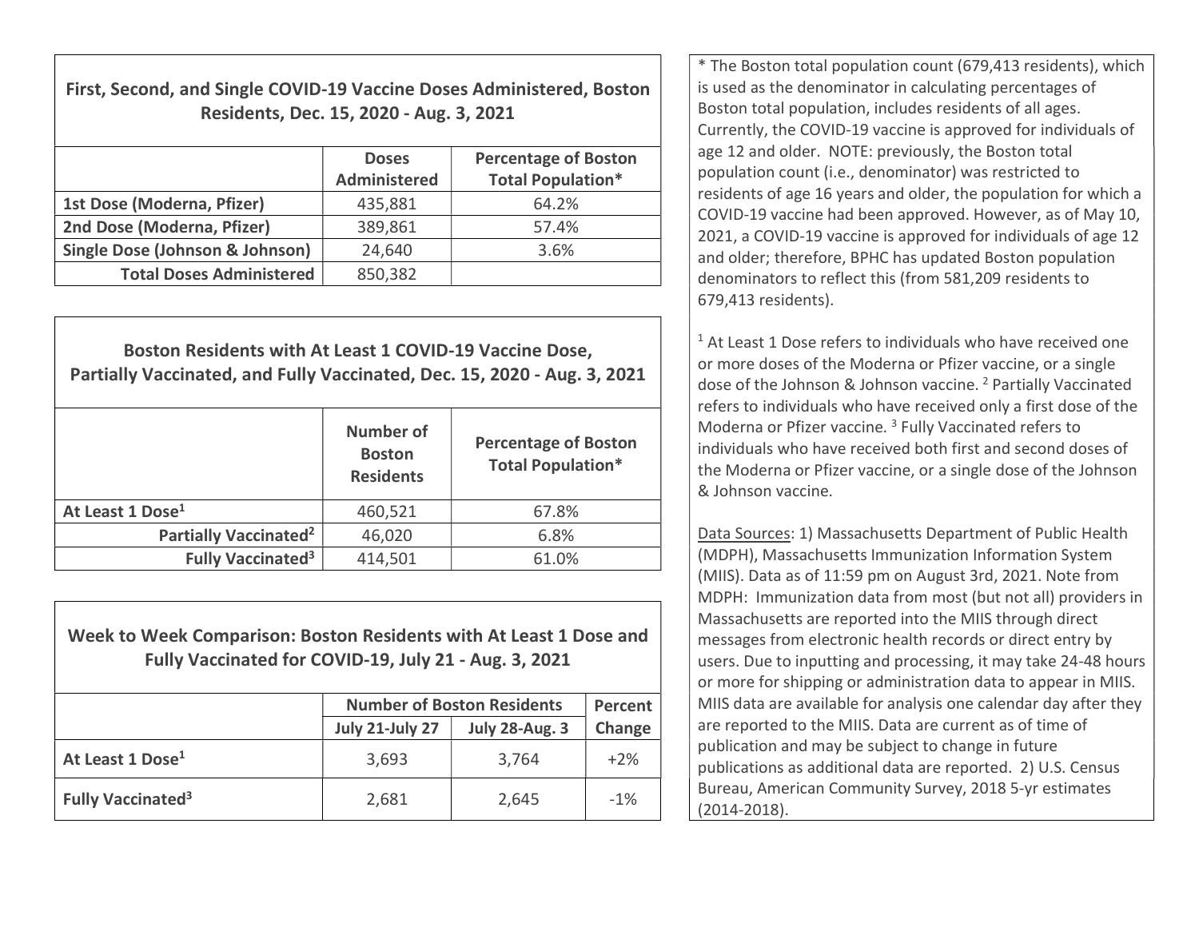## First, Second, and Single COVID-19 Vaccine Doses Administered, Boston Residents, Dec. 15, 2020 - Aug. 3, 2021

| | Doses Administered | Percentage of Boston Total Population* |
|---|---|---|
| 1st Dose (Moderna, Pfizer) | 435,881 | 64.2% |
| 2nd Dose (Moderna, Pfizer) | 389,861 | 57.4% |
| Single Dose (Johnson & Johnson) | 24,640 | 3.6% |
| **Total Doses Administered** | 850,382 | |

## Boston Residents with At Least 1 COVID-19 Vaccine Dose, Partially Vaccinated, and Fully Vaccinated, Dec. 15, 2020 - Aug. 3, 2021

| | Number of Boston Residents | Percentage of Boston Total Population* |
|---|---|---|
| At Least 1 Dose[1] | 460,521 | 67.8% |
| Partially Vaccinated[2] | 46,020 | 6.8% |
| Fully Vaccinated[3] | 414,501 | 61.0% |

## Week to Week Comparison: Boston Residents with At Least 1 Dose and Fully Vaccinated for COVID-19, July 21 - Aug. 3, 2021

| | Number of Boston Residents | | Percent Change |
|---|---|---|---|
| | July 21-July 27 | July 28-Aug. 3 | |
| At Least 1 Dose[1] | 3,693 | 3,764 | +2% |
| Fully Vaccinated[3] | 2,681 | 2,645 | -1% |

* The Boston total population count (679,413 residents), which is used as the denominator in calculating percentages of Boston total population, includes residents of all ages. Currently, the COVID-19 vaccine is approved for individuals of age 12 and older. NOTE: previously, the Boston total population count (i.e., denominator) was restricted to residents of age 16 years and older, the population for which a COVID-19 vaccine had been approved. However, as of May 10, 2021, a COVID-19 vaccine is approved for individuals of age 12 and older; therefore, BPHC has updated Boston population denominators to reflect this (from 581,209 residents to 679,413 residents).

[1] At Least 1 Dose refers to individuals who have received one or more doses of the Moderna or Pfizer vaccine, or a single dose of the Johnson & Johnson vaccine. [2] Partially Vaccinated refers to individuals who have received only a first dose of the Moderna or Pfizer vaccine. [3] Fully Vaccinated refers to individuals who have received both first and second doses of the Moderna or Pfizer vaccine, or a single dose of the Johnson & Johnson vaccine.

Data Sources: 1) Massachusetts Department of Public Health (MDPH), Massachusetts Immunization Information System (MIIS). Data as of 11:59 pm on August 3rd, 2021. Note from MDPH: Immunization data from most (but not all) providers in Massachusetts are reported into the MIIS through direct messages from electronic health records or direct entry by users. Due to inputting and processing, it may take 24-48 hours or more for shipping or administration data to appear in MIIS. MIIS data are available for analysis one calendar day after they are reported to the MIIS. Data are current as of time of publication and may be subject to change in future publications as additional data are reported. 2) U.S. Census Bureau, American Community Survey, 2018 5-yr estimates (2014-2018).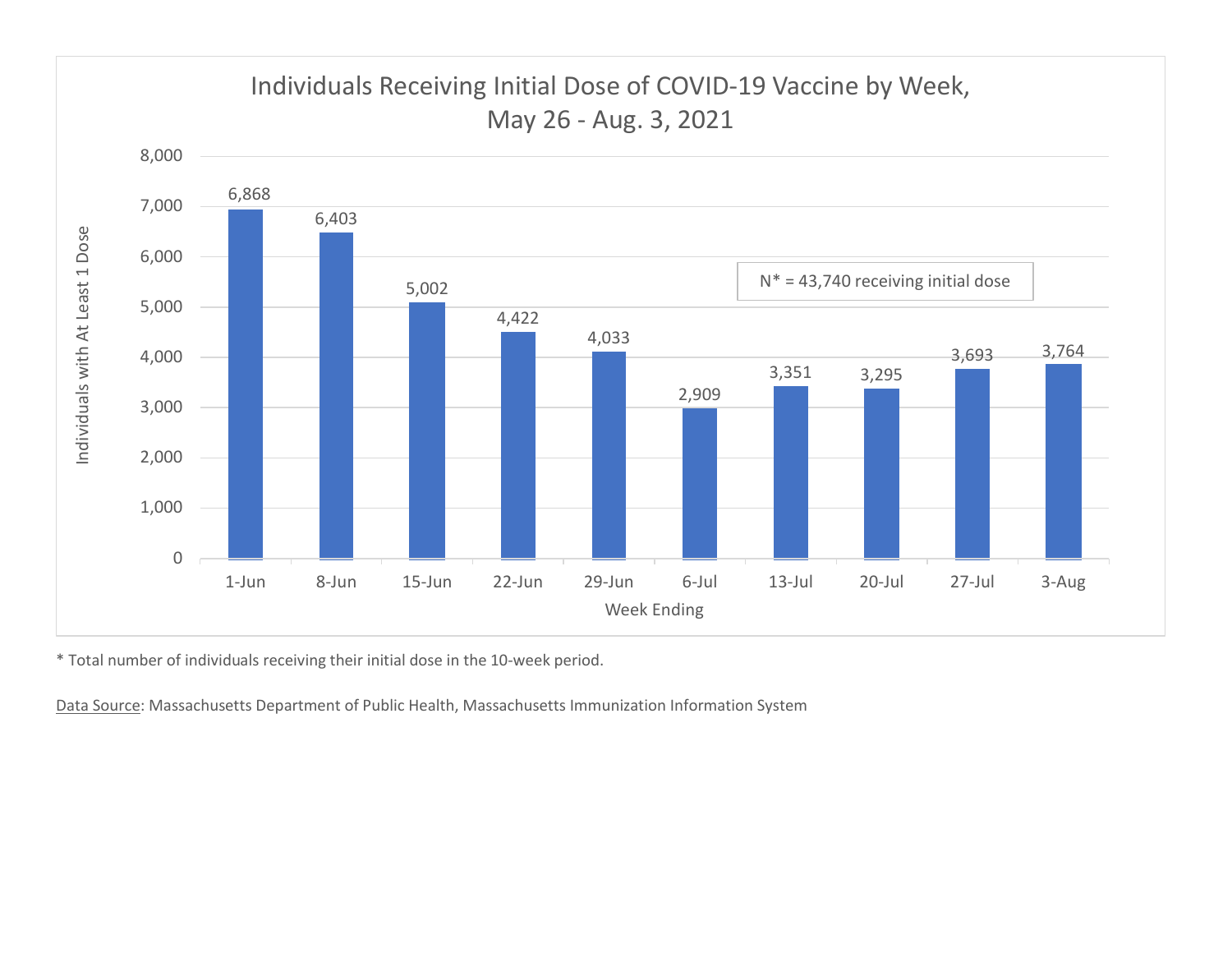## Individuals Receiving Initial Dose of COVID-19 Vaccine by Week, May 26 - Aug. 3, 2021

| Week Ending | Individuals with At Least 1 Dose |
|---|---|
| 1-Jun | 6,868 |
| 8-Jun | 6,403 |
| 15-Jun | 5,002 |
| 22-Jun | 4,422 |
| 29-Jun | 4,033 |
| 6-Jul | 2,909 |
| 13-Jul | 3,351 |
| 20-Jul | 3,295 |
| 27-Jul | 3,693 |
| 3-Aug | 3,764 |

N* = 43,740 receiving initial dose

* Total number of individuals receiving their initial dose in the 10-week period.

Data Source: Massachusetts Department of Public Health, Massachusetts Immunization Information System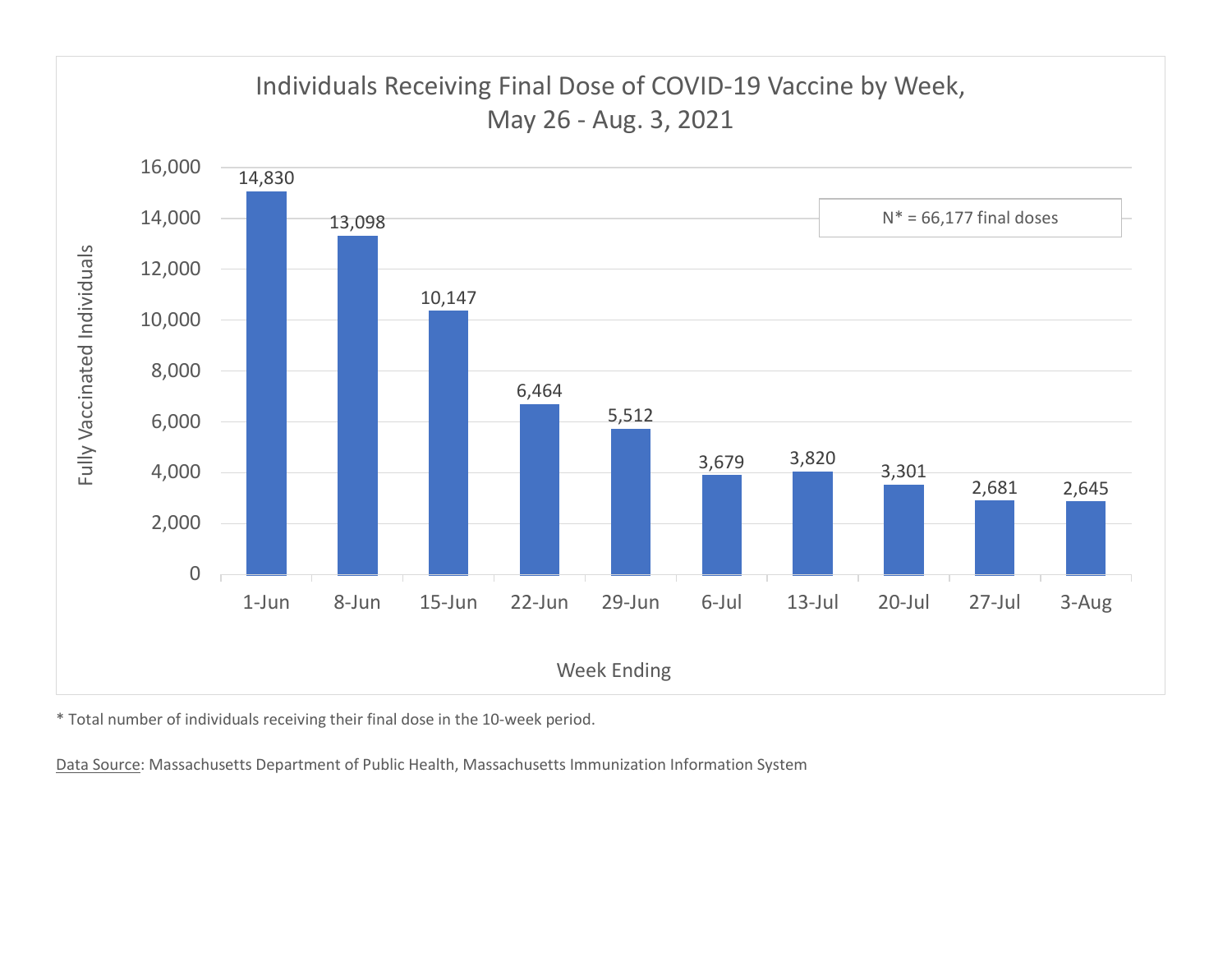## Individuals Receiving Final Dose of COVID-19 Vaccine by Week, May 26 - Aug. 3, 2021

N* = 66,177 final doses

| Week Ending | Fully Vaccinated Individuals |
|---|---|
| 1-Jun | 14,830 |
| 8-Jun | 13,098 |
| 15-Jun | 10,147 |
| 22-Jun | 6,464 |
| 29-Jun | 5,512 |
| 6-Jul | 3,679 |
| 13-Jul | 3,820 |
| 20-Jul | 3,301 |
| 27-Jul | 2,681 |
| 3-Aug | 2,645 |

* Total number of individuals receiving their final dose in the 10-week period.

Data Source: Massachusetts Department of Public Health, Massachusetts Immunization Information System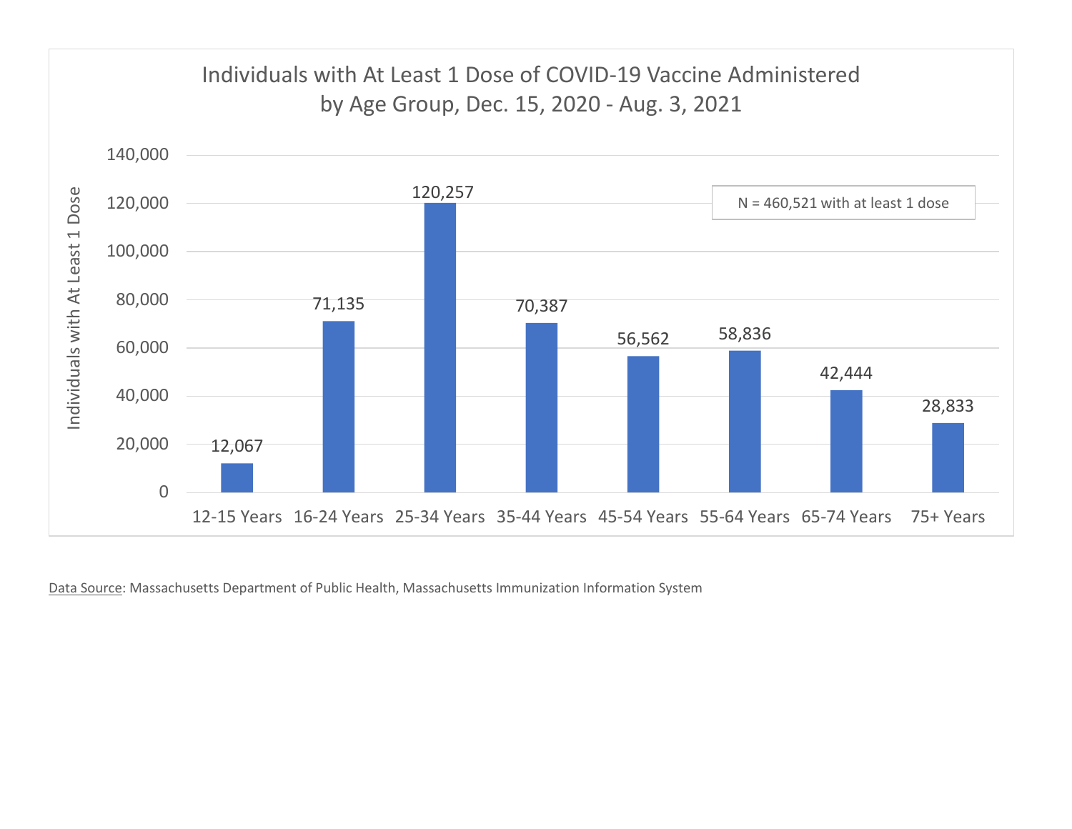## Individuals with At Least 1 Dose of COVID-19 Vaccine Administered by Age Group, Dec. 15, 2020 - Aug. 3, 2021

N = 460,521 with at least 1 dose

| Age Group | Individuals with At Least 1 Dose |
| --- | --- |
| 12-15 Years | 12,067 |
| 16-24 Years | 71,135 |
| 25-34 Years | 120,257 |
| 35-44 Years | 70,387 |
| 45-54 Years | 56,562 |
| 55-64 Years | 58,836 |
| 65-74 Years | 42,444 |
| 75+ Years | 28,833 |

Data Source: Massachusetts Department of Public Health, Massachusetts Immunization Information System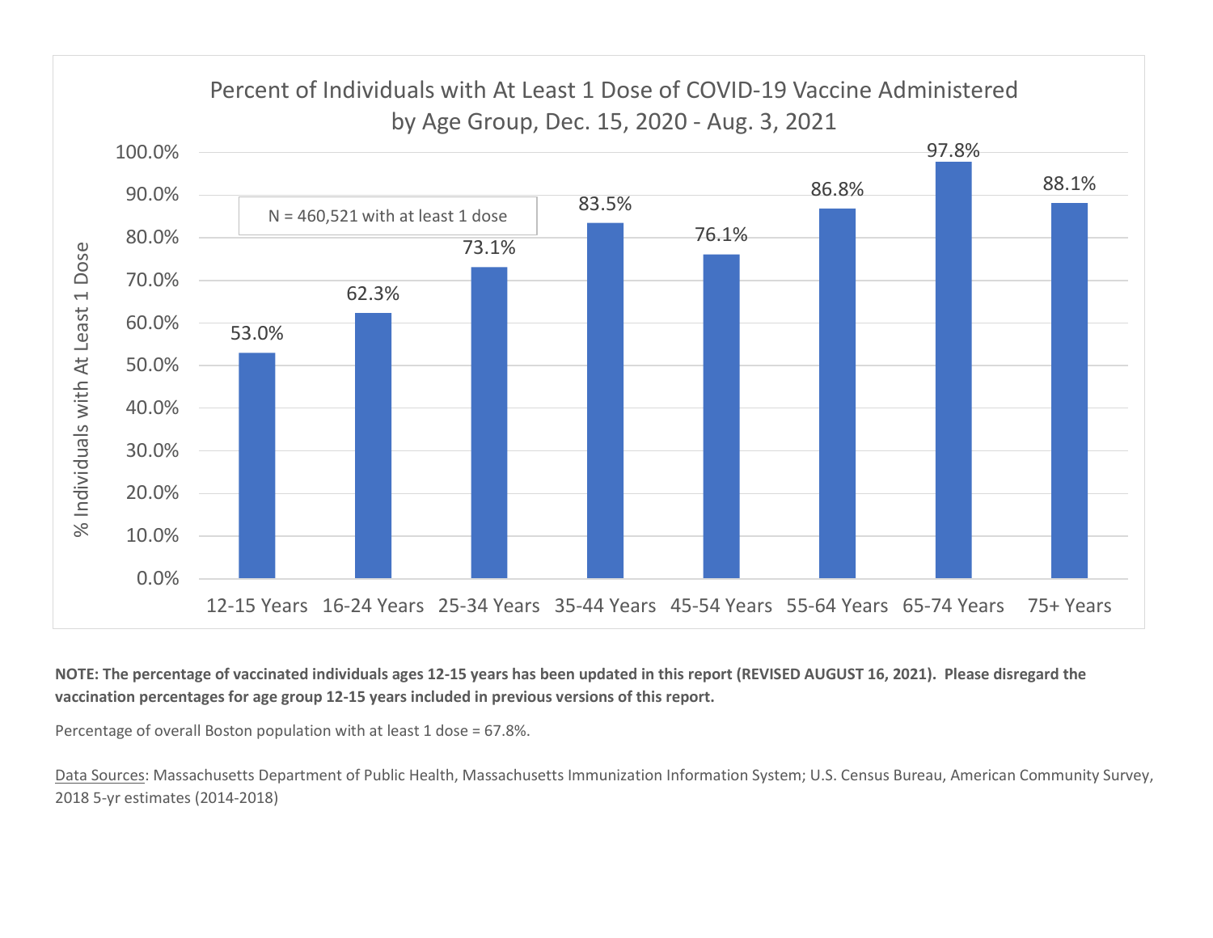## Percent of Individuals with At Least 1 Dose of COVID-19 Vaccine Administered by Age Group, Dec. 15, 2020 - Aug. 3, 2021

N = 460,521 with at least 1 dose

| Age Group | % Individuals with At Least 1 Dose |
|---|---|
| 12-15 Years | 53.0% |
| 16-24 Years | 62.3% |
| 25-34 Years | 73.1% |
| 35-44 Years | 83.5% |
| 45-54 Years | 76.1% |
| 55-64 Years | 86.8% |
| 65-74 Years | 97.8% |
| 75+ Years | 88.1% |

**NOTE: The percentage of vaccinated individuals ages 12-15 years has been updated in this report (REVISED AUGUST 16, 2021). Please disregard the vaccination percentages for age group 12-15 years included in previous versions of this report.**

Percentage of overall Boston population with at least 1 dose = 67.8%.

Data Sources: Massachusetts Department of Public Health, Massachusetts Immunization Information System; U.S. Census Bureau, American Community Survey, 2018 5-yr estimates (2014-2018)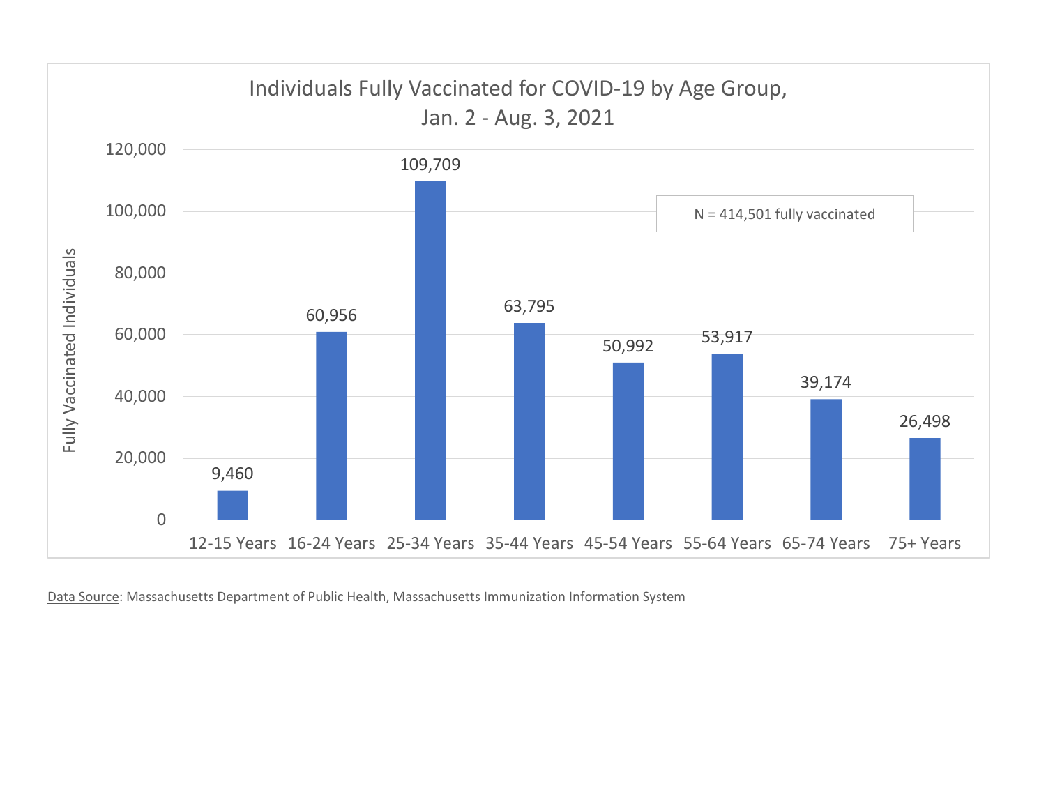## Individuals Fully Vaccinated for COVID-19 by Age Group, Jan. 2 - Aug. 3, 2021

N = 414,501 fully vaccinated

| Age Group | Fully Vaccinated Individuals |
|---|---|
| 12-15 Years | 9,460 |
| 16-24 Years | 60,956 |
| 25-34 Years | 109,709 |
| 35-44 Years | 63,795 |
| 45-54 Years | 50,992 |
| 55-64 Years | 53,917 |
| 65-74 Years | 39,174 |
| 75+ Years | 26,498 |

Data Source: Massachusetts Department of Public Health, Massachusetts Immunization Information System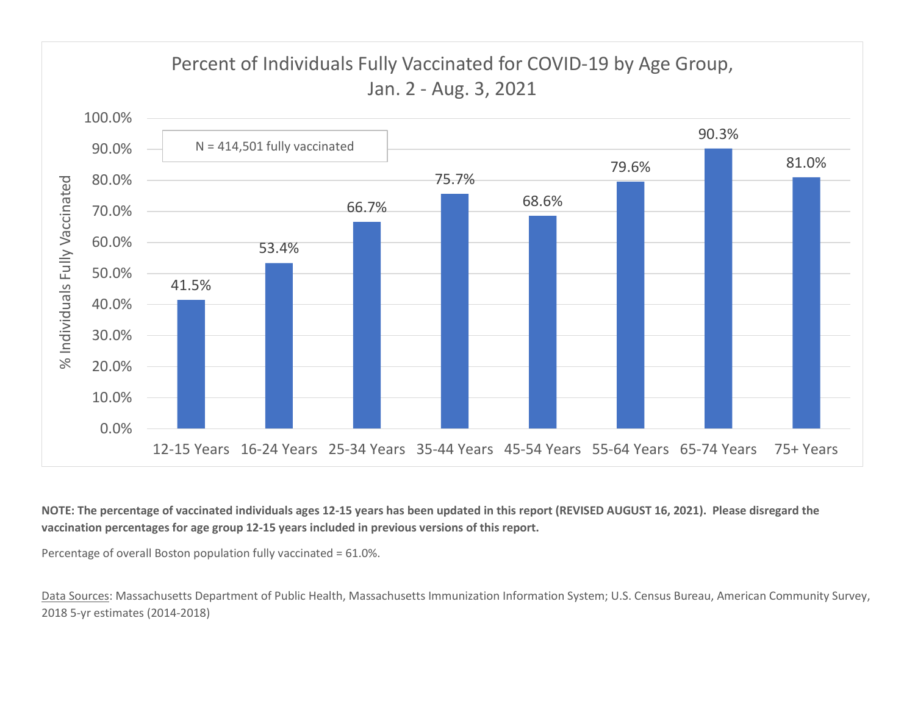## Percent of Individuals Fully Vaccinated for COVID-19 by Age Group, Jan. 2 - Aug. 3, 2021

N = 414,501 fully vaccinated

| Age Group | % Individuals Fully Vaccinated |
|---|---|
| 12-15 Years | 41.5% |
| 16-24 Years | 53.4% |
| 25-34 Years | 66.7% |
| 35-44 Years | 75.7% |
| 45-54 Years | 68.6% |
| 55-64 Years | 79.6% |
| 65-74 Years | 90.3% |
| 75+ Years | 81.0% |

**NOTE: The percentage of vaccinated individuals ages 12-15 years has been updated in this report (REVISED AUGUST 16, 2021). Please disregard the vaccination percentages for age group 12-15 years included in previous versions of this report.**

Percentage of overall Boston population fully vaccinated = 61.0%.

Data Sources: Massachusetts Department of Public Health, Massachusetts Immunization Information System; U.S. Census Bureau, American Community Survey, 2018 5-yr estimates (2014-2018)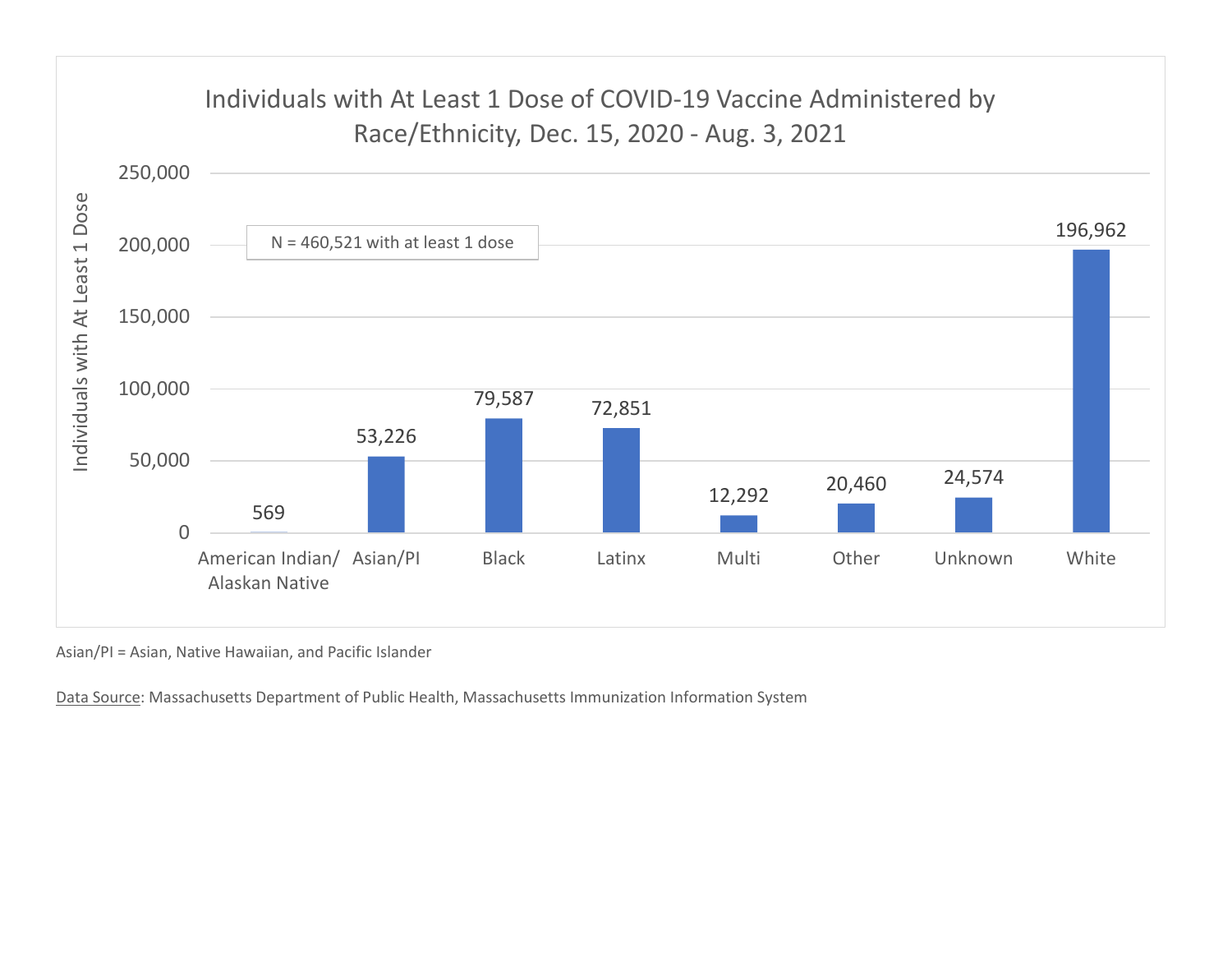## Individuals with At Least 1 Dose of COVID-19 Vaccine Administered by Race/Ethnicity, Dec. 15, 2020 - Aug. 3, 2021

N = 460,521 with at least 1 dose

| Race/Ethnicity | Individuals with At Least 1 Dose |
|---|---|
| American Indian/ Alaskan Native | 569 |
| Asian/PI | 53,226 |
| Black | 79,587 |
| Latinx | 72,851 |
| Multi | 12,292 |
| Other | 20,460 |
| Unknown | 24,574 |
| White | 196,962 |

Asian/PI = Asian, Native Hawaiian, and Pacific Islander

Data Source: Massachusetts Department of Public Health, Massachusetts Immunization Information System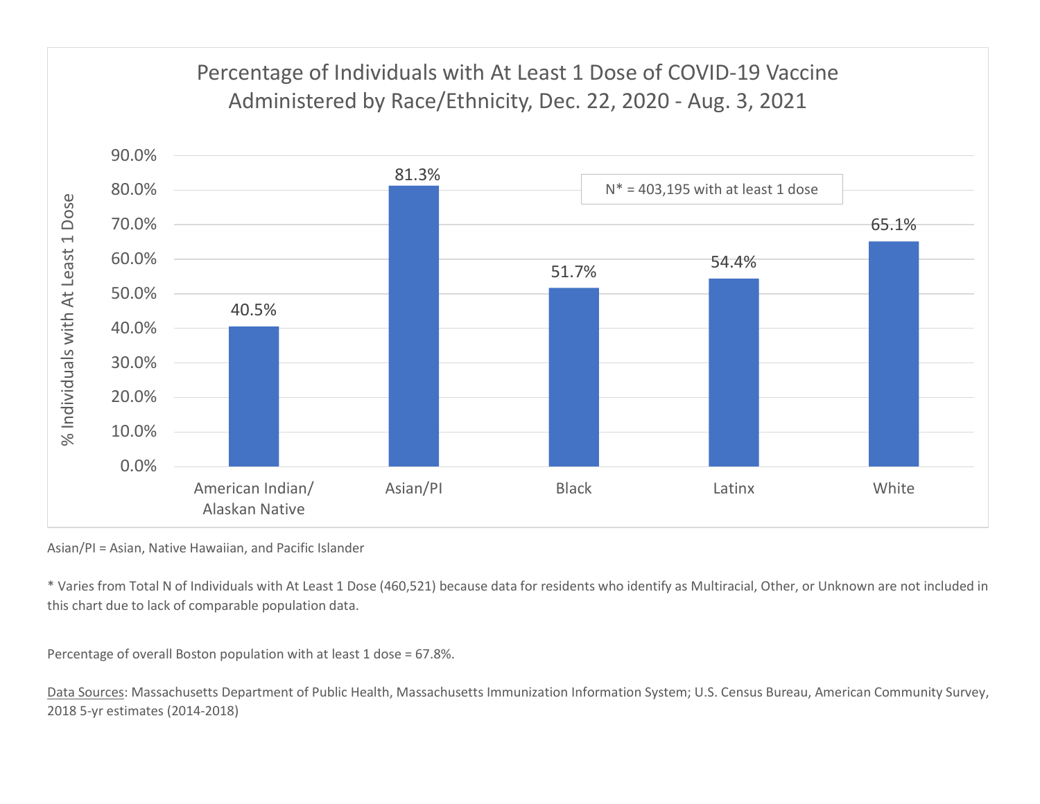## Percentage of Individuals with At Least 1 Dose of COVID-19 Vaccine Administered by Race/Ethnicity, Dec. 22, 2020 - Aug. 3, 2021

N* = 403,195 with at least 1 dose

| Race/Ethnicity | % Individuals with At Least 1 Dose |
| --- | --- |
| American Indian/ Alaskan Native | 40.5% |
| Asian/PI | 81.3% |
| Black | 51.7% |
| Latinx | 54.4% |
| White | 65.1% |

Asian/PI = Asian, Native Hawaiian, and Pacific Islander

* Varies from Total N of Individuals with At Least 1 Dose (460,521) because data for residents who identify as Multiracial, Other, or Unknown are not included in this chart due to lack of comparable population data.

Percentage of overall Boston population with at least 1 dose = 67.8%.

Data Sources: Massachusetts Department of Public Health, Massachusetts Immunization Information System; U.S. Census Bureau, American Community Survey, 2018 5-yr estimates (2014-2018)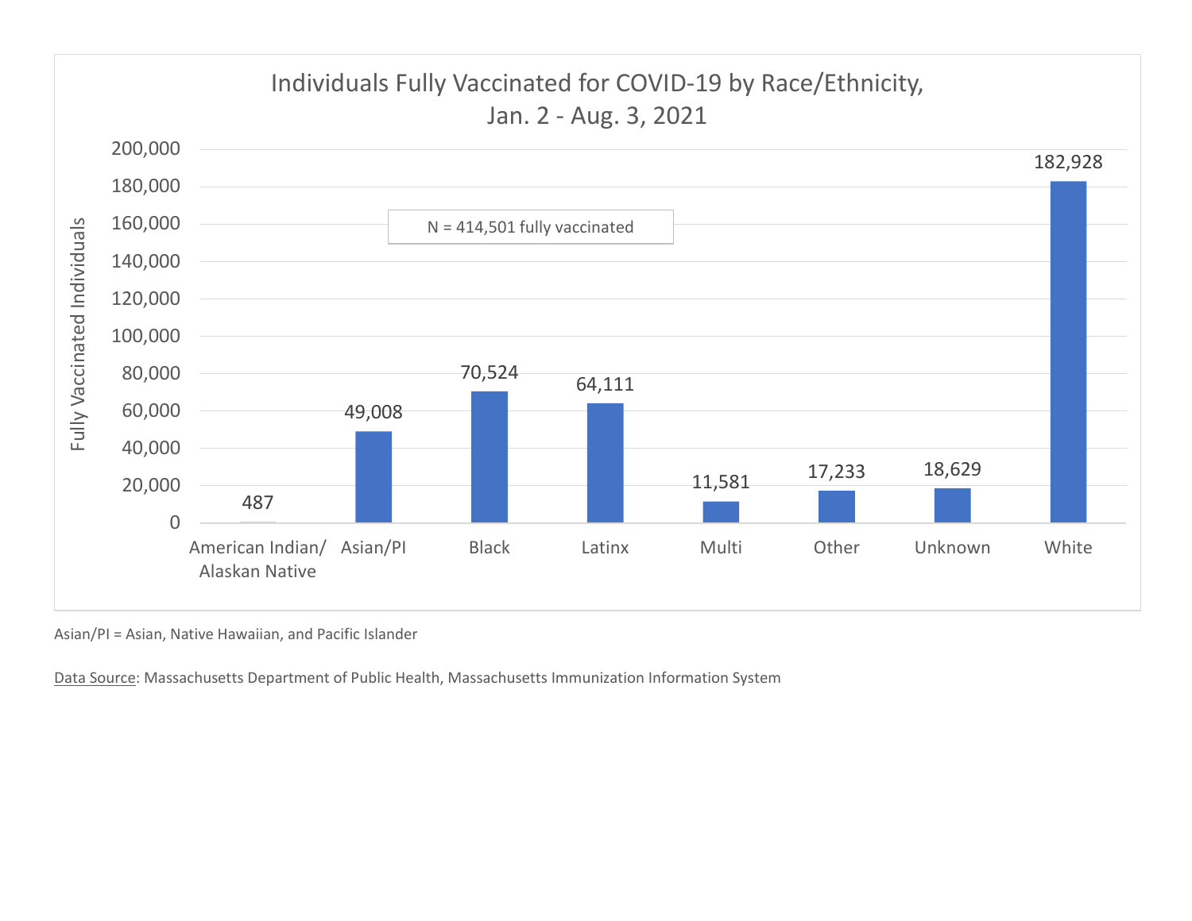## Individuals Fully Vaccinated for COVID-19 by Race/Ethnicity, Jan. 2 - Aug. 3, 2021

N = 414,501 fully vaccinated

| Race/Ethnicity | Fully Vaccinated Individuals |
|---|---|
| American Indian/ Alaskan Native | 487 |
| Asian/PI | 49,008 |
| Black | 70,524 |
| Latinx | 64,111 |
| Multi | 11,581 |
| Other | 17,233 |
| Unknown | 18,629 |
| White | 182,928 |

Asian/PI = Asian, Native Hawaiian, and Pacific Islander

Data Source: Massachusetts Department of Public Health, Massachusetts Immunization Information System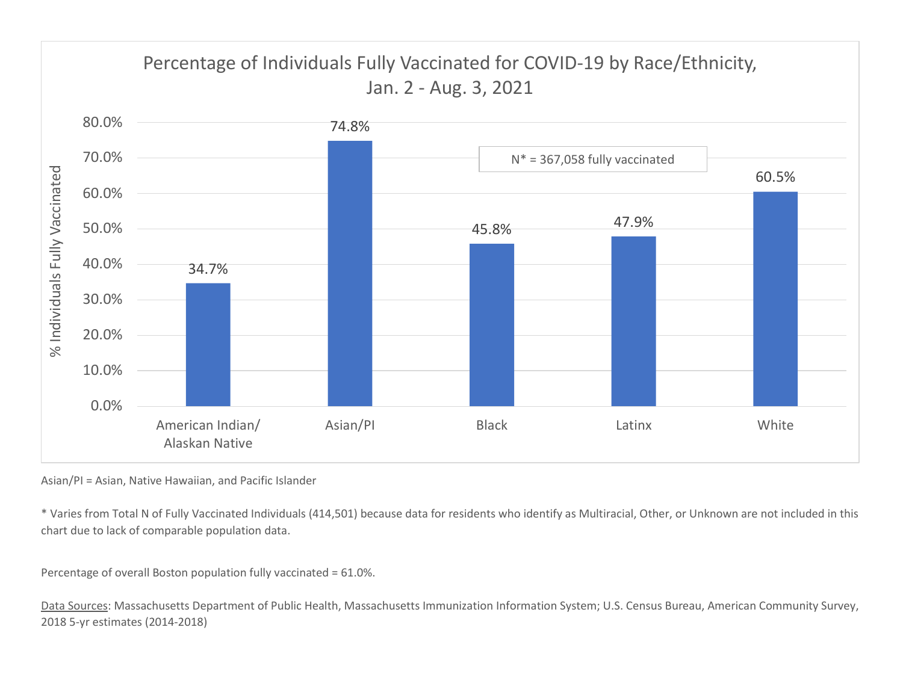## Percentage of Individuals Fully Vaccinated for COVID-19 by Race/Ethnicity, Jan. 2 - Aug. 3, 2021

N* = 367,058 fully vaccinated

| Race/Ethnicity | % Individuals Fully Vaccinated |
| --- | --- |
| American Indian/ Alaskan Native | 34.7% |
| Asian/PI | 74.8% |
| Black | 45.8% |
| Latinx | 47.9% |
| White | 60.5% |

Asian/PI = Asian, Native Hawaiian, and Pacific Islander

* Varies from Total N of Fully Vaccinated Individuals (414,501) because data for residents who identify as Multiracial, Other, or Unknown are not included in this chart due to lack of comparable population data.

Percentage of overall Boston population fully vaccinated = 61.0%.

Data Sources: Massachusetts Department of Public Health, Massachusetts Immunization Information System; U.S. Census Bureau, American Community Survey, 2018 5-yr estimates (2014-2018)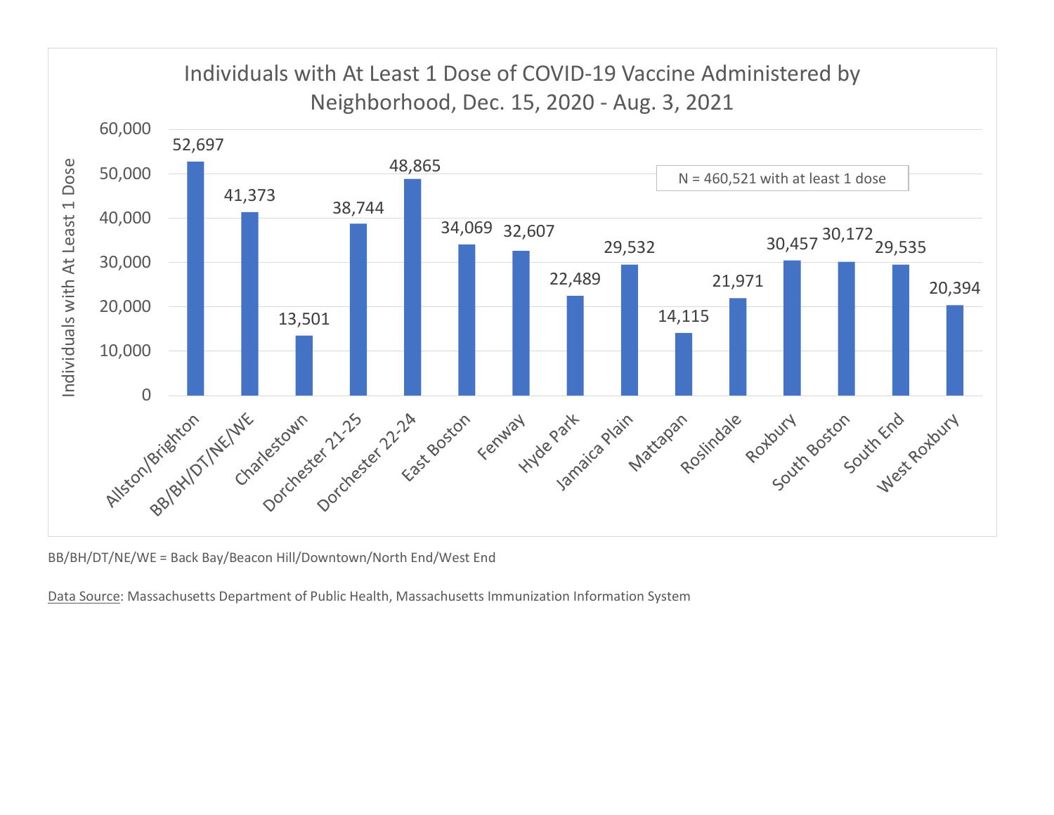## Individuals with At Least 1 Dose of COVID-19 Vaccine Administered by Neighborhood, Dec. 15, 2020 - Aug. 3, 2021

N = 460,521 with at least 1 dose

| Neighborhood | Individuals with At Least 1 Dose |
| --- | --- |
| Allston/Brighton | 52,697 |
| BB/BH/DT/NE/WE | 41,373 |
| Charlestown | 13,501 |
| Dorchester 21-25 | 38,744 |
| Dorchester 22-24 | 48,865 |
| East Boston | 34,069 |
| Fenway | 32,607 |
| Hyde Park | 22,489 |
| Jamaica Plain | 29,532 |
| Mattapan | 14,115 |
| Roslindale | 21,971 |
| Roxbury | 30,457 |
| South Boston | 30,172 |
| South End | 29,535 |
| West Roxbury | 20,394 |

BB/BH/DT/NE/WE = Back Bay/Beacon Hill/Downtown/North End/West End

Data Source: Massachusetts Department of Public Health, Massachusetts Immunization Information System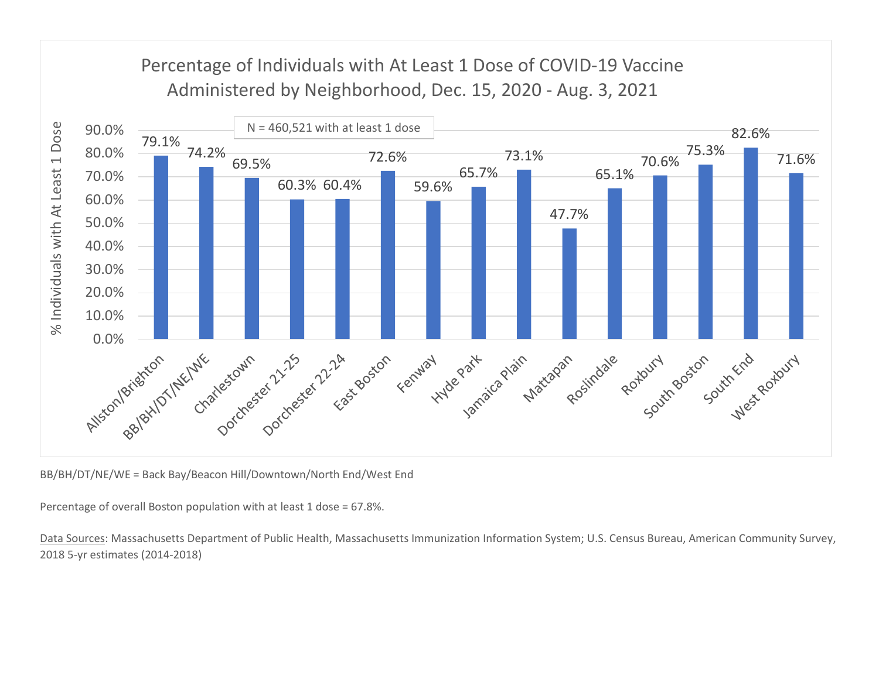## Percentage of Individuals with At Least 1 Dose of COVID-19 Vaccine Administered by Neighborhood, Dec. 15, 2020 - Aug. 3, 2021

N = 460,521 with at least 1 dose

| Neighborhood | % Individuals with At Least 1 Dose |
|---|---|
| Allston/Brighton | 79.1% |
| BB/BH/DT/NE/WE | 74.2% |
| Charlestown | 69.5% |
| Dorchester 21-25 | 60.3% |
| Dorchester 22-24 | 60.4% |
| East Boston | 72.6% |
| Fenway | 59.6% |
| Hyde Park | 65.7% |
| Jamaica Plain | 73.1% |
| Mattapan | 47.7% |
| Roslindale | 65.1% |
| Roxbury | 70.6% |
| South Boston | 75.3% |
| South End | 82.6% |
| West Roxbury | 71.6% |

BB/BH/DT/NE/WE = Back Bay/Beacon Hill/Downtown/North End/West End

Percentage of overall Boston population with at least 1 dose = 67.8%.

Data Sources: Massachusetts Department of Public Health, Massachusetts Immunization Information System; U.S. Census Bureau, American Community Survey, 2018 5-yr estimates (2014-2018)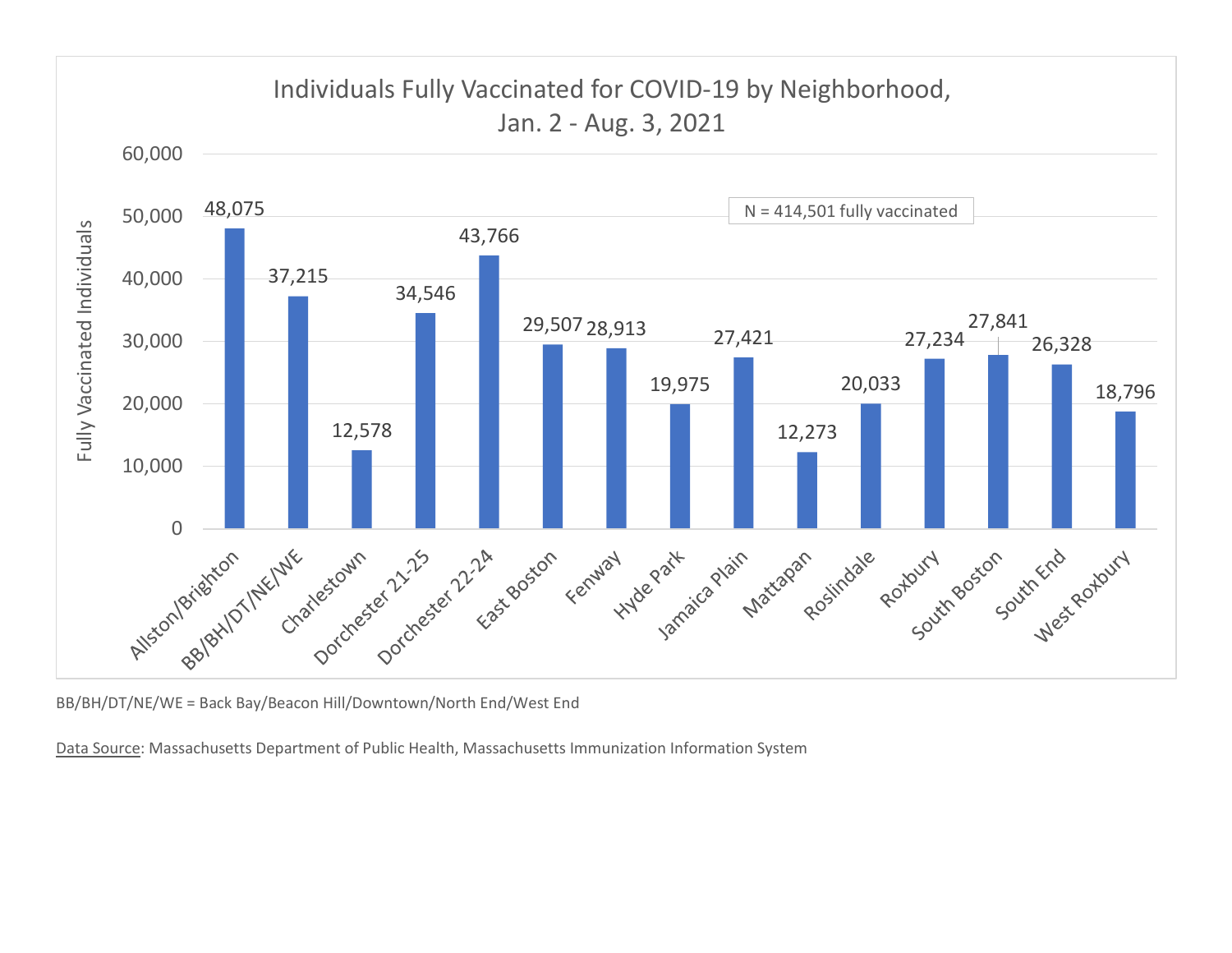## Individuals Fully Vaccinated for COVID-19 by Neighborhood, Jan. 2 - Aug. 3, 2021

N = 414,501 fully vaccinated

| Neighborhood | Fully Vaccinated Individuals |
| --- | --- |
| Allston/Brighton | 48,075 |
| BB/BH/DT/NE/WE | 37,215 |
| Charlestown | 12,578 |
| Dorchester 21-25 | 34,546 |
| Dorchester 22-24 | 43,766 |
| East Boston | 29,507 |
| Fenway | 28,913 |
| Hyde Park | 19,975 |
| Jamaica Plain | 27,421 |
| Mattapan | 12,273 |
| Roslindale | 20,033 |
| Roxbury | 27,234 |
| South Boston | 27,841 |
| South End | 26,328 |
| West Roxbury | 18,796 |

BB/BH/DT/NE/WE = Back Bay/Beacon Hill/Downtown/North End/West End

Data Source: Massachusetts Department of Public Health, Massachusetts Immunization Information System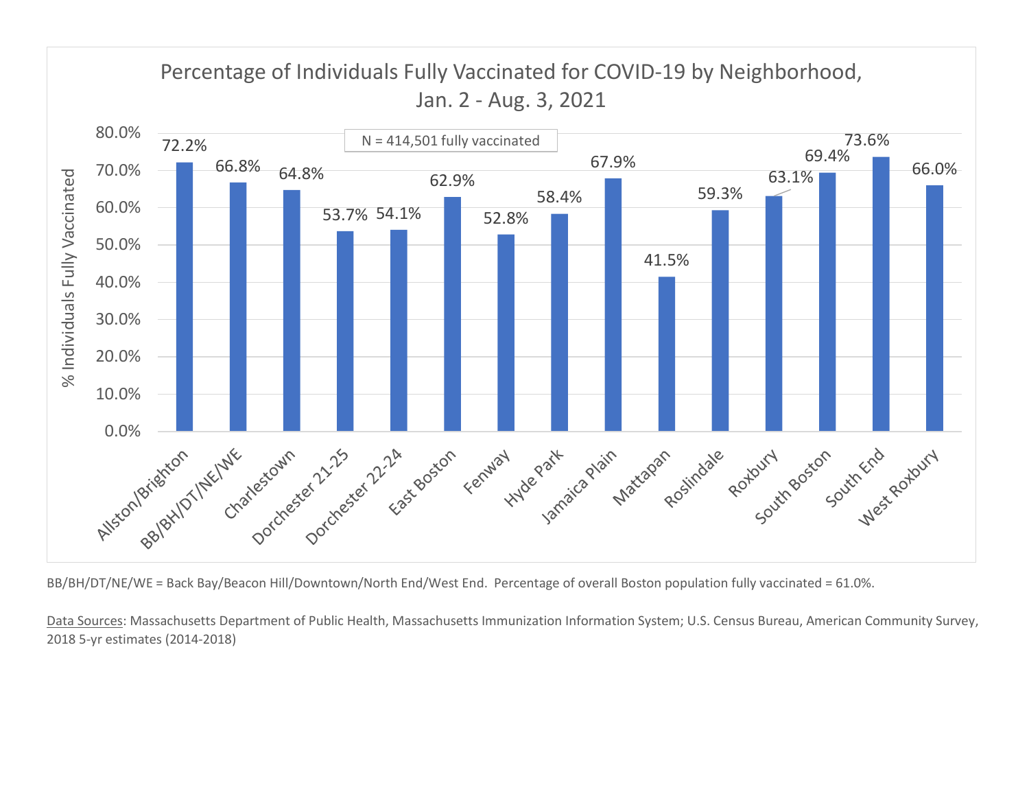## Percentage of Individuals Fully Vaccinated for COVID-19 by Neighborhood, Jan. 2 - Aug. 3, 2021

N = 414,501 fully vaccinated

| Neighborhood | % Individuals Fully Vaccinated |
|---|---|
| Allston/Brighton | 72.2% |
| BB/BH/DT/NE/WE | 66.8% |
| Charlestown | 64.8% |
| Dorchester 21-25 | 53.7% |
| Dorchester 22-24 | 54.1% |
| East Boston | 62.9% |
| Fenway | 52.8% |
| Hyde Park | 58.4% |
| Jamaica Plain | 67.9% |
| Mattapan | 41.5% |
| Roslindale | 59.3% |
| Roxbury | 63.1% |
| South Boston | 69.4% |
| South End | 73.6% |
| West Roxbury | 66.0% |

BB/BH/DT/NE/WE = Back Bay/Beacon Hill/Downtown/North End/West End. Percentage of overall Boston population fully vaccinated = 61.0%.

Data Sources: Massachusetts Department of Public Health, Massachusetts Immunization Information System; U.S. Census Bureau, American Community Survey, 2018 5-yr estimates (2014-2018)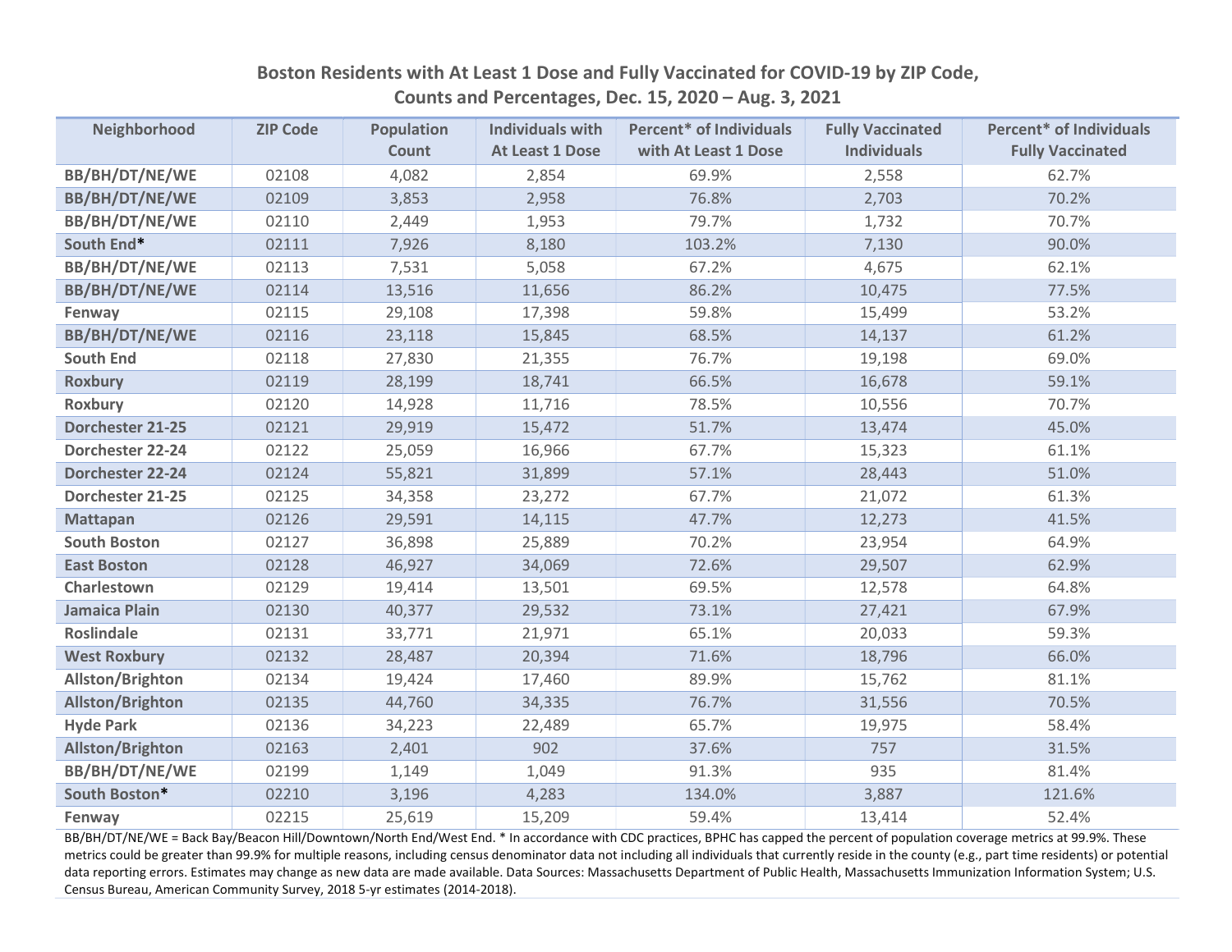**Boston Residents with At Least 1 Dose and Fully Vaccinated for COVID-19 by ZIP Code, Counts and Percentages, Dec. 15, 2020 – Aug. 3, 2021**

| Neighborhood | ZIP Code | Population Count | Individuals with At Least 1 Dose | Percent* of Individuals with At Least 1 Dose | Fully Vaccinated Individuals | Percent* of Individuals Fully Vaccinated |
|---|---|---|---|---|---|---|
| BB/BH/DT/NE/WE | 02108 | 4,082 | 2,854 | 69.9% | 2,558 | 62.7% |
| BB/BH/DT/NE/WE | 02109 | 3,853 | 2,958 | 76.8% | 2,703 | 70.2% |
| BB/BH/DT/NE/WE | 02110 | 2,449 | 1,953 | 79.7% | 1,732 | 70.7% |
| South End* | 02111 | 7,926 | 8,180 | 103.2% | 7,130 | 90.0% |
| BB/BH/DT/NE/WE | 02113 | 7,531 | 5,058 | 67.2% | 4,675 | 62.1% |
| BB/BH/DT/NE/WE | 02114 | 13,516 | 11,656 | 86.2% | 10,475 | 77.5% |
| Fenway | 02115 | 29,108 | 17,398 | 59.8% | 15,499 | 53.2% |
| BB/BH/DT/NE/WE | 02116 | 23,118 | 15,845 | 68.5% | 14,137 | 61.2% |
| South End | 02118 | 27,830 | 21,355 | 76.7% | 19,198 | 69.0% |
| Roxbury | 02119 | 28,199 | 18,741 | 66.5% | 16,678 | 59.1% |
| Roxbury | 02120 | 14,928 | 11,716 | 78.5% | 10,556 | 70.7% |
| Dorchester 21-25 | 02121 | 29,919 | 15,472 | 51.7% | 13,474 | 45.0% |
| Dorchester 22-24 | 02122 | 25,059 | 16,966 | 67.7% | 15,323 | 61.1% |
| Dorchester 22-24 | 02124 | 55,821 | 31,899 | 57.1% | 28,443 | 51.0% |
| Dorchester 21-25 | 02125 | 34,358 | 23,272 | 67.7% | 21,072 | 61.3% |
| Mattapan | 02126 | 29,591 | 14,115 | 47.7% | 12,273 | 41.5% |
| South Boston | 02127 | 36,898 | 25,889 | 70.2% | 23,954 | 64.9% |
| East Boston | 02128 | 46,927 | 34,069 | 72.6% | 29,507 | 62.9% |
| Charlestown | 02129 | 19,414 | 13,501 | 69.5% | 12,578 | 64.8% |
| Jamaica Plain | 02130 | 40,377 | 29,532 | 73.1% | 27,421 | 67.9% |
| Roslindale | 02131 | 33,771 | 21,971 | 65.1% | 20,033 | 59.3% |
| West Roxbury | 02132 | 28,487 | 20,394 | 71.6% | 18,796 | 66.0% |
| Allston/Brighton | 02134 | 19,424 | 17,460 | 89.9% | 15,762 | 81.1% |
| Allston/Brighton | 02135 | 44,760 | 34,335 | 76.7% | 31,556 | 70.5% |
| Hyde Park | 02136 | 34,223 | 22,489 | 65.7% | 19,975 | 58.4% |
| Allston/Brighton | 02163 | 2,401 | 902 | 37.6% | 757 | 31.5% |
| BB/BH/DT/NE/WE | 02199 | 1,149 | 1,049 | 91.3% | 935 | 81.4% |
| South Boston* | 02210 | 3,196 | 4,283 | 134.0% | 3,887 | 121.6% |
| Fenway | 02215 | 25,619 | 15,209 | 59.4% | 13,414 | 52.4% |

BB/BH/DT/NE/WE = Back Bay/Beacon Hill/Downtown/North End/West End. * In accordance with CDC practices, BPHC has capped the percent of population coverage metrics at 99.9%. These metrics could be greater than 99.9% for multiple reasons, including census denominator data not including all individuals that currently reside in the county (e.g., part time residents) or potential data reporting errors. Estimates may change as new data are made available. Data Sources: Massachusetts Department of Public Health, Massachusetts Immunization Information System; U.S. Census Bureau, American Community Survey, 2018 5-yr estimates (2014-2018).